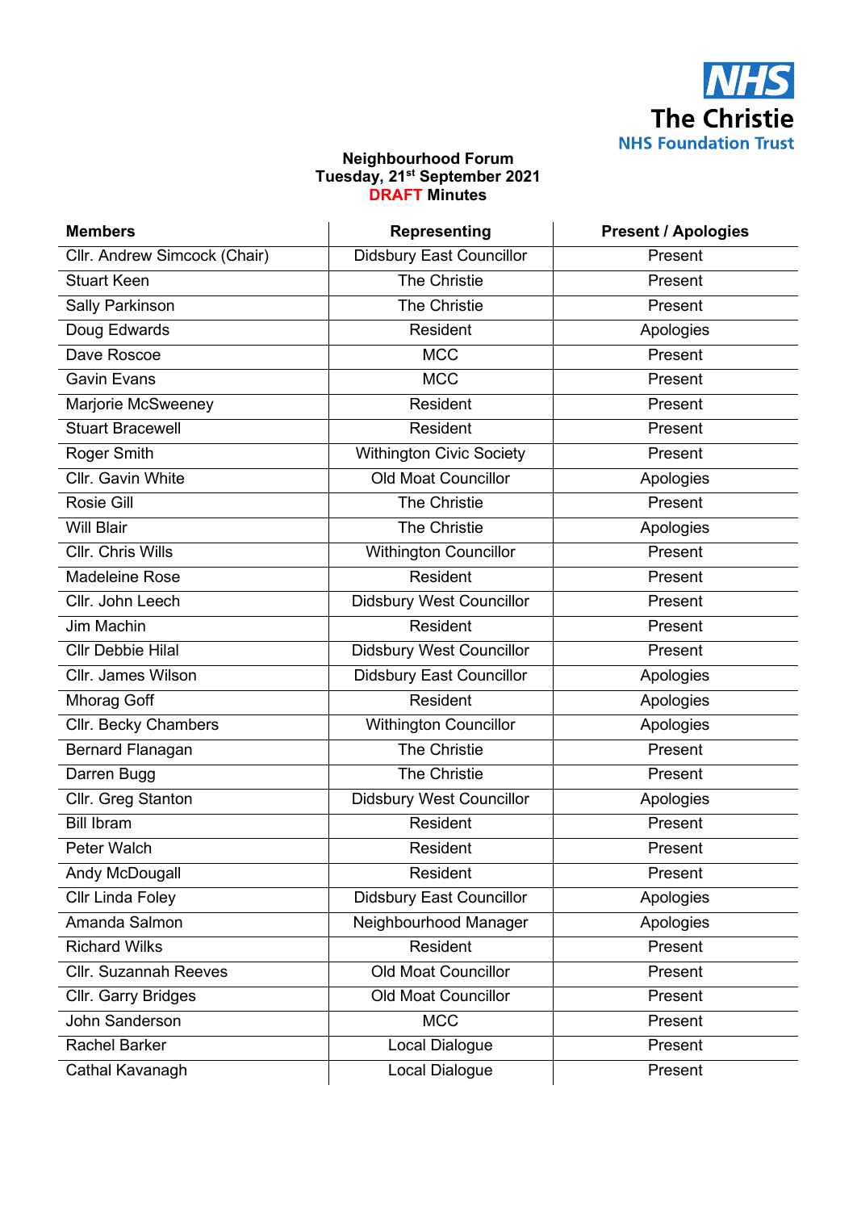NHS
The Christie
NHS Foundation Trust

**Neighbourhood Forum**
**Tuesday, 21st September 2021**
**DRAFT Minutes**

| Members | Representing | Present / Apologies |
|---|---|---|
| Cllr. Andrew Simcock (Chair) | Didsbury East Councillor | Present |
| Stuart Keen | The Christie | Present |
| Sally Parkinson | The Christie | Present |
| Doug Edwards | Resident | Apologies |
| Dave Roscoe | MCC | Present |
| Gavin Evans | MCC | Present |
| Marjorie McSweeney | Resident | Present |
| Stuart Bracewell | Resident | Present |
| Roger Smith | Withington Civic Society | Present |
| Cllr. Gavin White | Old Moat Councillor | Apologies |
| Rosie Gill | The Christie | Present |
| Will Blair | The Christie | Apologies |
| Cllr. Chris Wills | Withington Councillor | Present |
| Madeleine Rose | Resident | Present |
| Cllr. John Leech | Didsbury West Councillor | Present |
| Jim Machin | Resident | Present |
| Cllr Debbie Hilal | Didsbury West Councillor | Present |
| Cllr. James Wilson | Didsbury East Councillor | Apologies |
| Mhorag Goff | Resident | Apologies |
| Cllr. Becky Chambers | Withington Councillor | Apologies |
| Bernard Flanagan | The Christie | Present |
| Darren Bugg | The Christie | Present |
| Cllr. Greg Stanton | Didsbury West Councillor | Apologies |
| Bill Ibram | Resident | Present |
| Peter Walch | Resident | Present |
| Andy McDougall | Resident | Present |
| Cllr Linda Foley | Didsbury East Councillor | Apologies |
| Amanda Salmon | Neighbourhood Manager | Apologies |
| Richard Wilks | Resident | Present |
| Cllr. Suzannah Reeves | Old Moat Councillor | Present |
| Cllr. Garry Bridges | Old Moat Councillor | Present |
| John Sanderson | MCC | Present |
| Rachel Barker | Local Dialogue | Present |
| Cathal Kavanagh | Local Dialogue | Present |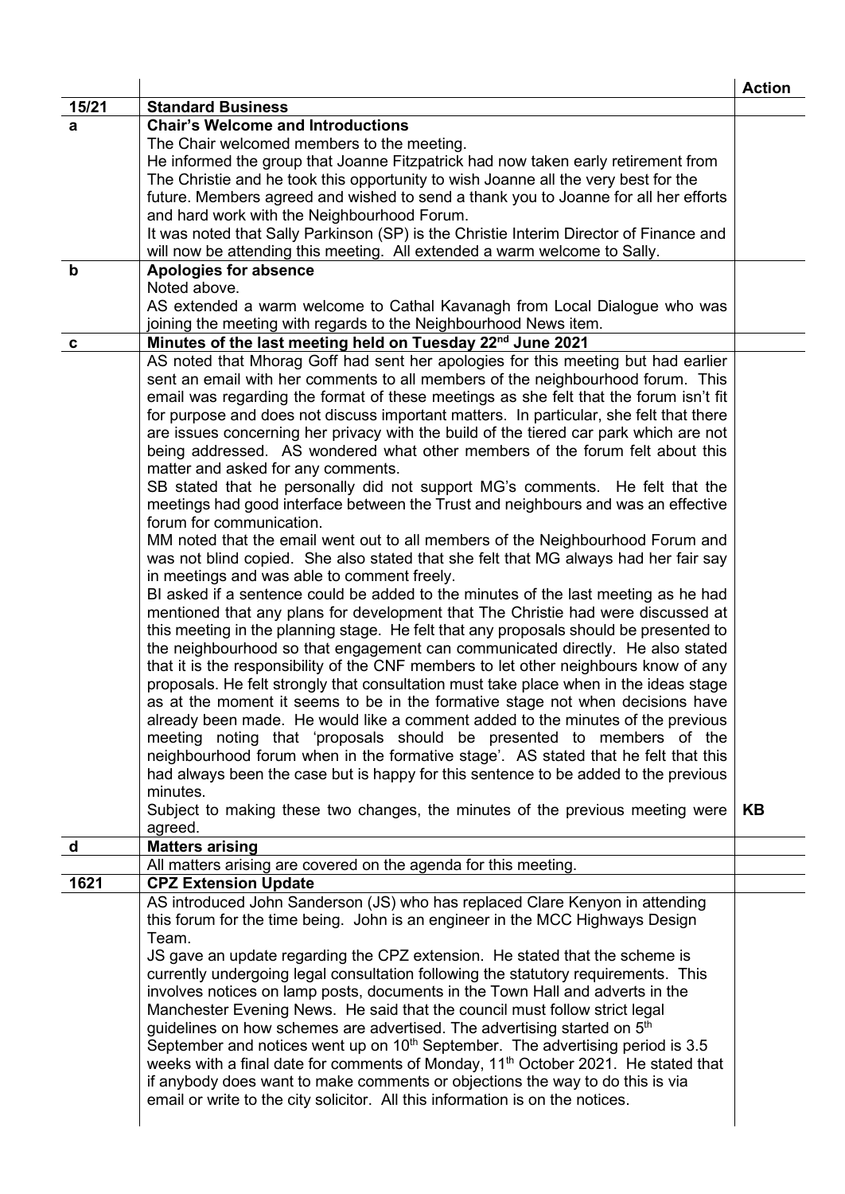| | | Action |
|---|---|---|
| **15/21** | **Standard Business** | |
| **a** | **Chair's Welcome and Introductions**<br>The Chair welcomed members to the meeting.<br>He informed the group that Joanne Fitzpatrick had now taken early retirement from The Christie and he took this opportunity to wish Joanne all the very best for the future. Members agreed and wished to send a thank you to Joanne for all her efforts and hard work with the Neighbourhood Forum.<br>It was noted that Sally Parkinson (SP) is the Christie Interim Director of Finance and will now be attending this meeting. All extended a warm welcome to Sally. | |
| **b** | **Apologies for absence**<br>Noted above.<br>AS extended a warm welcome to Cathal Kavanagh from Local Dialogue who was joining the meeting with regards to the Neighbourhood News item. | |
| **c** | **Minutes of the last meeting held on Tuesday 22nd June 2021** | |
| | AS noted that Mhorag Goff had sent her apologies for this meeting but had earlier sent an email with her comments to all members of the neighbourhood forum. This email was regarding the format of these meetings as she felt that the forum isn't fit for purpose and does not discuss important matters. In particular, she felt that there are issues concerning her privacy with the build of the tiered car park which are not being addressed. AS wondered what other members of the forum felt about this matter and asked for any comments.<br>SB stated that he personally did not support MG's comments. He felt that the meetings had good interface between the Trust and neighbours and was an effective forum for communication.<br>MM noted that the email went out to all members of the Neighbourhood Forum and was not blind copied. She also stated that she felt that MG always had her fair say in meetings and was able to comment freely.<br>BI asked if a sentence could be added to the minutes of the last meeting as he had mentioned that any plans for development that The Christie had were discussed at this meeting in the planning stage. He felt that any proposals should be presented to the neighbourhood so that engagement can communicated directly. He also stated that it is the responsibility of the CNF members to let other neighbours know of any proposals. He felt strongly that consultation must take place when in the ideas stage as at the moment it seems to be in the formative stage not when decisions have already been made. He would like a comment added to the minutes of the previous meeting noting that 'proposals should be presented to members of the neighbourhood forum when in the formative stage'. AS stated that he felt that this had always been the case but is happy for this sentence to be added to the previous minutes.<br>Subject to making these two changes, the minutes of the previous meeting were agreed. | **KB** |
| **d** | **Matters arising** | |
| | All matters arising are covered on the agenda for this meeting. | |
| **1621** | **CPZ Extension Update** | |
| | AS introduced John Sanderson (JS) who has replaced Clare Kenyon in attending this forum for the time being. John is an engineer in the MCC Highways Design Team.<br>JS gave an update regarding the CPZ extension. He stated that the scheme is currently undergoing legal consultation following the statutory requirements. This involves notices on lamp posts, documents in the Town Hall and adverts in the Manchester Evening News. He said that the council must follow strict legal guidelines on how schemes are advertised. The advertising started on 5th September and notices went up on 10th September. The advertising period is 3.5 weeks with a final date for comments of Monday, 11th October 2021. He stated that if anybody does want to make comments or objections the way to do this is via email or write to the city solicitor. All this information is on the notices. | |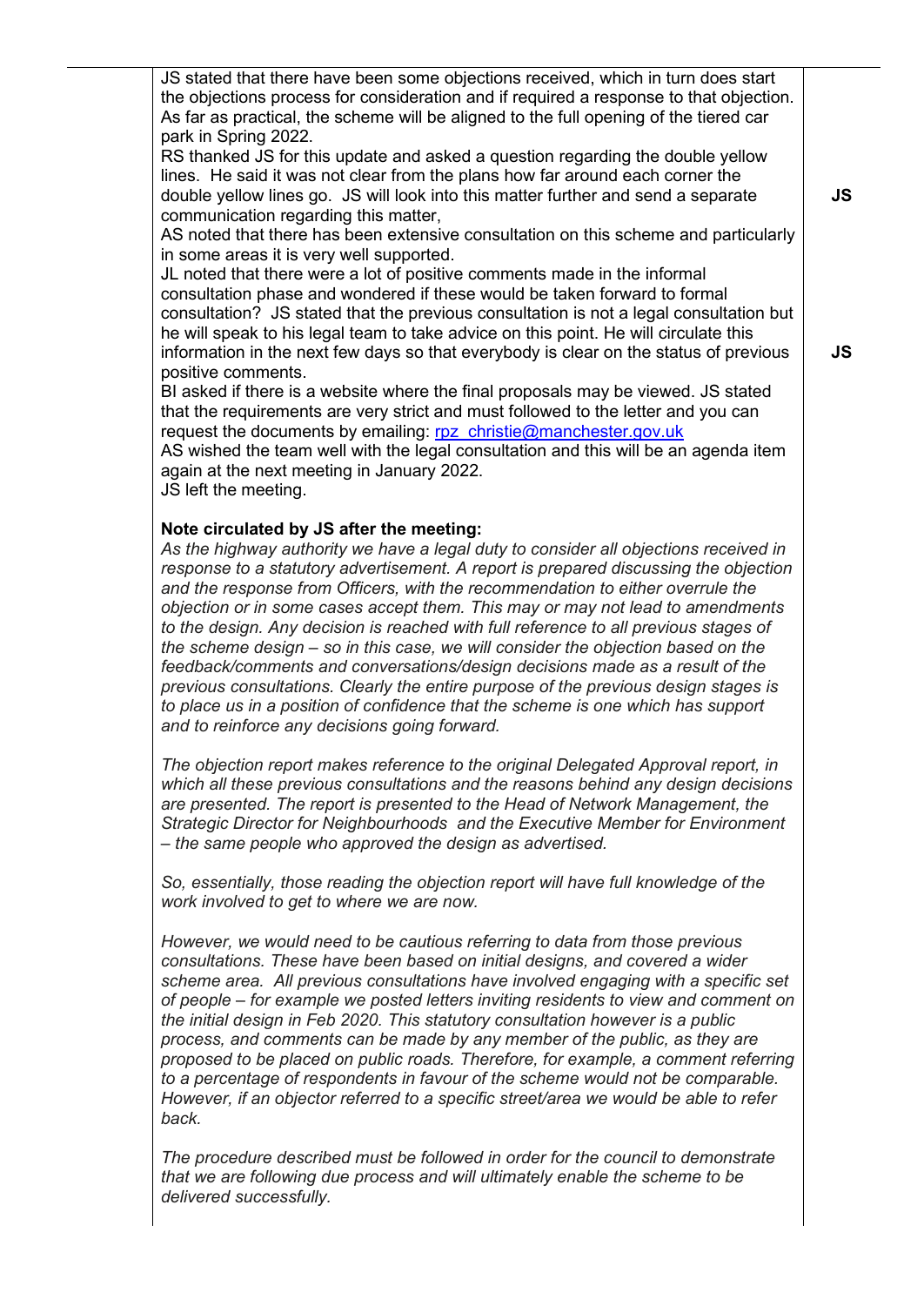| | | |
|---|---|---|
| | JS stated that there have been some objections received, which in turn does start the objections process for consideration and if required a response to that objection. As far as practical, the scheme will be aligned to the full opening of the tiered car park in Spring 2022. | |
| | RS thanked JS for this update and asked a question regarding the double yellow lines. He said it was not clear from the plans how far around each corner the double yellow lines go. JS will look into this matter further and send a separate communication regarding this matter, | **JS** |
| | AS noted that there has been extensive consultation on this scheme and particularly in some areas it is very well supported. | |
| | JL noted that there were a lot of positive comments made in the informal consultation phase and wondered if these would be taken forward to formal consultation? JS stated that the previous consultation is not a legal consultation but he will speak to his legal team to take advice on this point. He will circulate this information in the next few days so that everybody is clear on the status of previous positive comments. | **JS** |
| | BI asked if there is a website where the final proposals may be viewed. JS stated that the requirements are very strict and must followed to the letter and you can request the documents by emailing: rpz_christie@manchester.gov.uk | |
| | AS wished the team well with the legal consultation and this will be an agenda item again at the next meeting in January 2022. | |
| | JS left the meeting. | |
| | **Note circulated by JS after the meeting:** | |
| | *As the highway authority we have a legal duty to consider all objections received in response to a statutory advertisement. A report is prepared discussing the objection and the response from Officers, with the recommendation to either overrule the objection or in some cases accept them. This may or may not lead to amendments to the design. Any decision is reached with full reference to all previous stages of the scheme design – so in this case, we will consider the objection based on the feedback/comments and conversations/design decisions made as a result of the previous consultations. Clearly the entire purpose of the previous design stages is to place us in a position of confidence that the scheme is one which has support and to reinforce any decisions going forward.* | |
| | *The objection report makes reference to the original Delegated Approval report, in which all these previous consultations and the reasons behind any design decisions are presented. The report is presented to the Head of Network Management, the Strategic Director for Neighbourhoods and the Executive Member for Environment – the same people who approved the design as advertised.* | |
| | *So, essentially, those reading the objection report will have full knowledge of the work involved to get to where we are now.* | |
| | *However, we would need to be cautious referring to data from those previous consultations. These have been based on initial designs, and covered a wider scheme area. All previous consultations have involved engaging with a specific set of people – for example we posted letters inviting residents to view and comment on the initial design in Feb 2020. This statutory consultation however is a public process, and comments can be made by any member of the public, as they are proposed to be placed on public roads. Therefore, for example, a comment referring to a percentage of respondents in favour of the scheme would not be comparable. However, if an objector referred to a specific street/area we would be able to refer back.* | |
| | *The procedure described must be followed in order for the council to demonstrate that we are following due process and will ultimately enable the scheme to be delivered successfully.* | |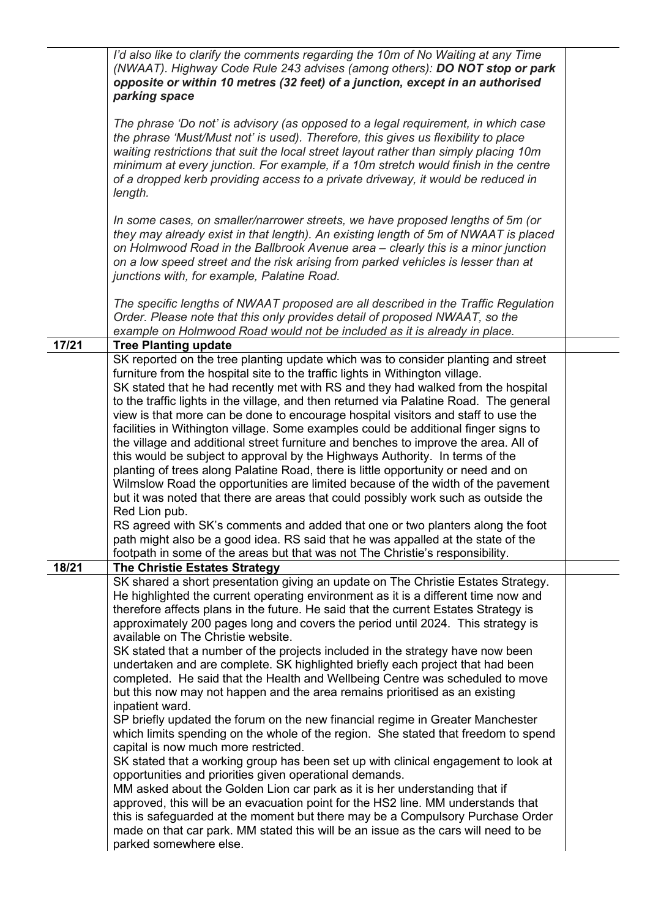| | | |
|---|---|---|
| | *I'd also like to clarify the comments regarding the 10m of No Waiting at any Time (NWAAT). Highway Code Rule 243 advises (among others):* ***DO NOT stop or park opposite or within 10 metres (32 feet) of a junction, except in an authorised parking space*** <br><br> *The phrase 'Do not' is advisory (as opposed to a legal requirement, in which case the phrase 'Must/Must not' is used). Therefore, this gives us flexibility to place waiting restrictions that suit the local street layout rather than simply placing 10m minimum at every junction. For example, if a 10m stretch would finish in the centre of a dropped kerb providing access to a private driveway, it would be reduced in length.* <br><br> *In some cases, on smaller/narrower streets, we have proposed lengths of 5m (or they may already exist in that length). An existing length of 5m of NWAAT is placed on Holmwood Road in the Ballbrook Avenue area – clearly this is a minor junction on a low speed street and the risk arising from parked vehicles is lesser than at junctions with, for example, Palatine Road.* <br><br> *The specific lengths of NWAAT proposed are all described in the Traffic Regulation Order. Please note that this only provides detail of proposed NWAAT, so the example on Holmwood Road would not be included as it is already in place.* | |
| **17/21** | **Tree Planting update** | |
| | SK reported on the tree planting update which was to consider planting and street furniture from the hospital site to the traffic lights in Withington village. <br> SK stated that he had recently met with RS and they had walked from the hospital to the traffic lights in the village, and then returned via Palatine Road. The general view is that more can be done to encourage hospital visitors and staff to use the facilities in Withington village. Some examples could be additional finger signs to the village and additional street furniture and benches to improve the area. All of this would be subject to approval by the Highways Authority. In terms of the planting of trees along Palatine Road, there is little opportunity or need and on Wilmslow Road the opportunities are limited because of the width of the pavement but it was noted that there are areas that could possibly work such as outside the Red Lion pub. <br> RS agreed with SK's comments and added that one or two planters along the foot path might also be a good idea. RS said that he was appalled at the state of the footpath in some of the areas but that was not The Christie's responsibility. | |
| **18/21** | **The Christie Estates Strategy** | |
| | SK shared a short presentation giving an update on The Christie Estates Strategy. He highlighted the current operating environment as it is a different time now and therefore affects plans in the future. He said that the current Estates Strategy is approximately 200 pages long and covers the period until 2024. This strategy is available on The Christie website. <br> SK stated that a number of the projects included in the strategy have now been undertaken and are complete. SK highlighted briefly each project that had been completed. He said that the Health and Wellbeing Centre was scheduled to move but this now may not happen and the area remains prioritised as an existing inpatient ward. <br> SP briefly updated the forum on the new financial regime in Greater Manchester which limits spending on the whole of the region. She stated that freedom to spend capital is now much more restricted. <br> SK stated that a working group has been set up with clinical engagement to look at opportunities and priorities given operational demands. <br> MM asked about the Golden Lion car park as it is her understanding that if approved, this will be an evacuation point for the HS2 line. MM understands that this is safeguarded at the moment but there may be a Compulsory Purchase Order made on that car park. MM stated this will be an issue as the cars will need to be parked somewhere else. | |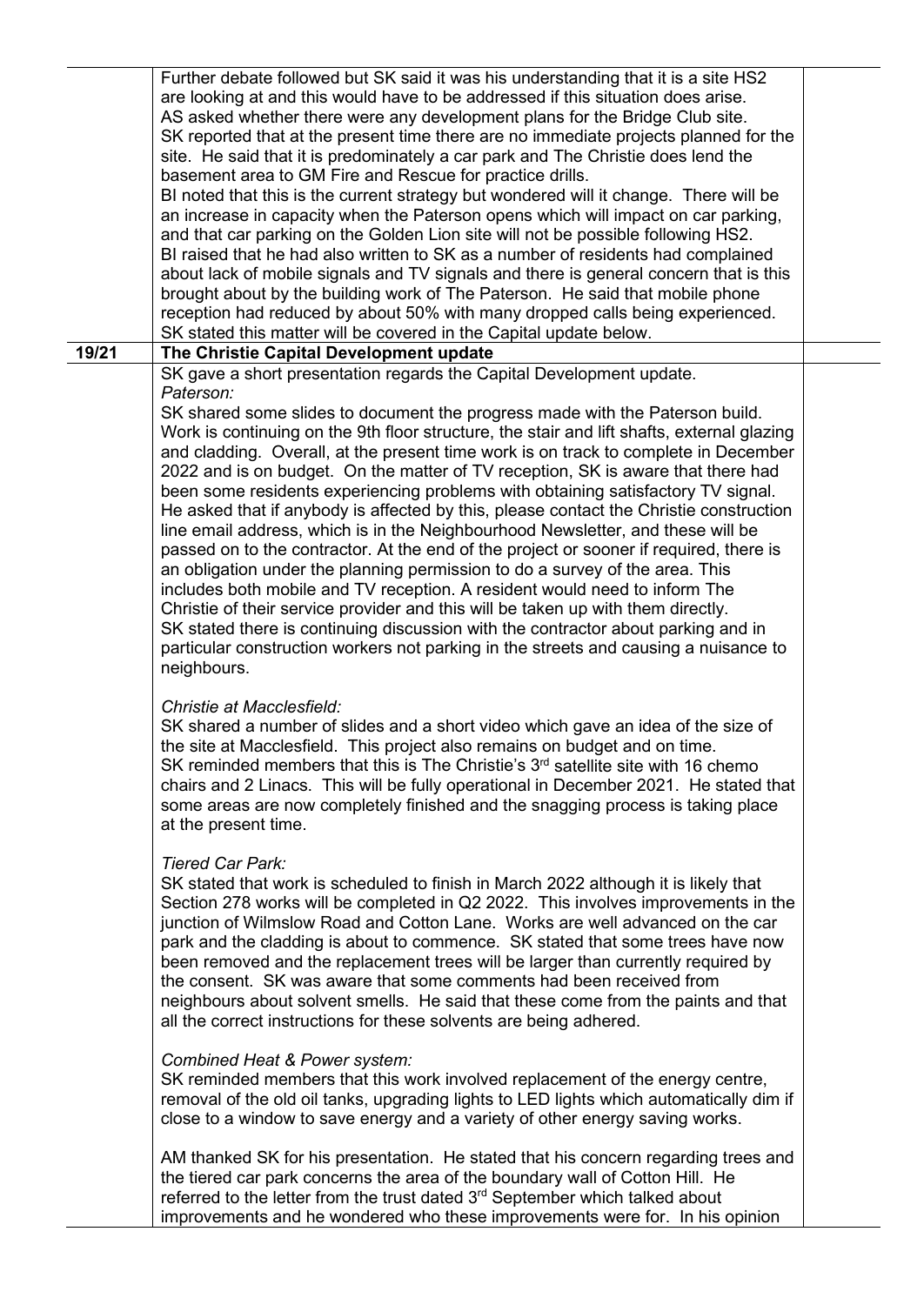| | | |
|---|---|---|
| | Further debate followed but SK said it was his understanding that it is a site HS2 are looking at and this would have to be addressed if this situation does arise. AS asked whether there were any development plans for the Bridge Club site. SK reported that at the present time there are no immediate projects planned for the site. He said that it is predominately a car park and The Christie does lend the basement area to GM Fire and Rescue for practice drills. BI noted that this is the current strategy but wondered will it change. There will be an increase in capacity when the Paterson opens which will impact on car parking, and that car parking on the Golden Lion site will not be possible following HS2. BI raised that he had also written to SK as a number of residents had complained about lack of mobile signals and TV signals and there is general concern that is this brought about by the building work of The Paterson. He said that mobile phone reception had reduced by about 50% with many dropped calls being experienced. SK stated this matter will be covered in the Capital update below. | |
| **19/21** | **The Christie Capital Development update** | |
| | SK gave a short presentation regards the Capital Development update.<br>*Paterson:*<br>SK shared some slides to document the progress made with the Paterson build. Work is continuing on the 9th floor structure, the stair and lift shafts, external glazing and cladding. Overall, at the present time work is on track to complete in December 2022 and is on budget. On the matter of TV reception, SK is aware that there had been some residents experiencing problems with obtaining satisfactory TV signal. He asked that if anybody is affected by this, please contact the Christie construction line email address, which is in the Neighbourhood Newsletter, and these will be passed on to the contractor. At the end of the project or sooner if required, there is an obligation under the planning permission to do a survey of the area. This includes both mobile and TV reception. A resident would need to inform The Christie of their service provider and this will be taken up with them directly. SK stated there is continuing discussion with the contractor about parking and in particular construction workers not parking in the streets and causing a nuisance to neighbours.<br><br>*Christie at Macclesfield:*<br>SK shared a number of slides and a short video which gave an idea of the size of the site at Macclesfield. This project also remains on budget and on time. SK reminded members that this is The Christie's 3rd satellite site with 16 chemo chairs and 2 Linacs. This will be fully operational in December 2021. He stated that some areas are now completely finished and the snagging process is taking place at the present time.<br><br>*Tiered Car Park:*<br>SK stated that work is scheduled to finish in March 2022 although it is likely that Section 278 works will be completed in Q2 2022. This involves improvements in the junction of Wilmslow Road and Cotton Lane. Works are well advanced on the car park and the cladding is about to commence. SK stated that some trees have now been removed and the replacement trees will be larger than currently required by the consent. SK was aware that some comments had been received from neighbours about solvent smells. He said that these come from the paints and that all the correct instructions for these solvents are being adhered.<br><br>*Combined Heat & Power system:*<br>SK reminded members that this work involved replacement of the energy centre, removal of the old oil tanks, upgrading lights to LED lights which automatically dim if close to a window to save energy and a variety of other energy saving works.<br><br>AM thanked SK for his presentation. He stated that his concern regarding trees and the tiered car park concerns the area of the boundary wall of Cotton Hill. He referred to the letter from the trust dated 3rd September which talked about improvements and he wondered who these improvements were for. In his opinion | |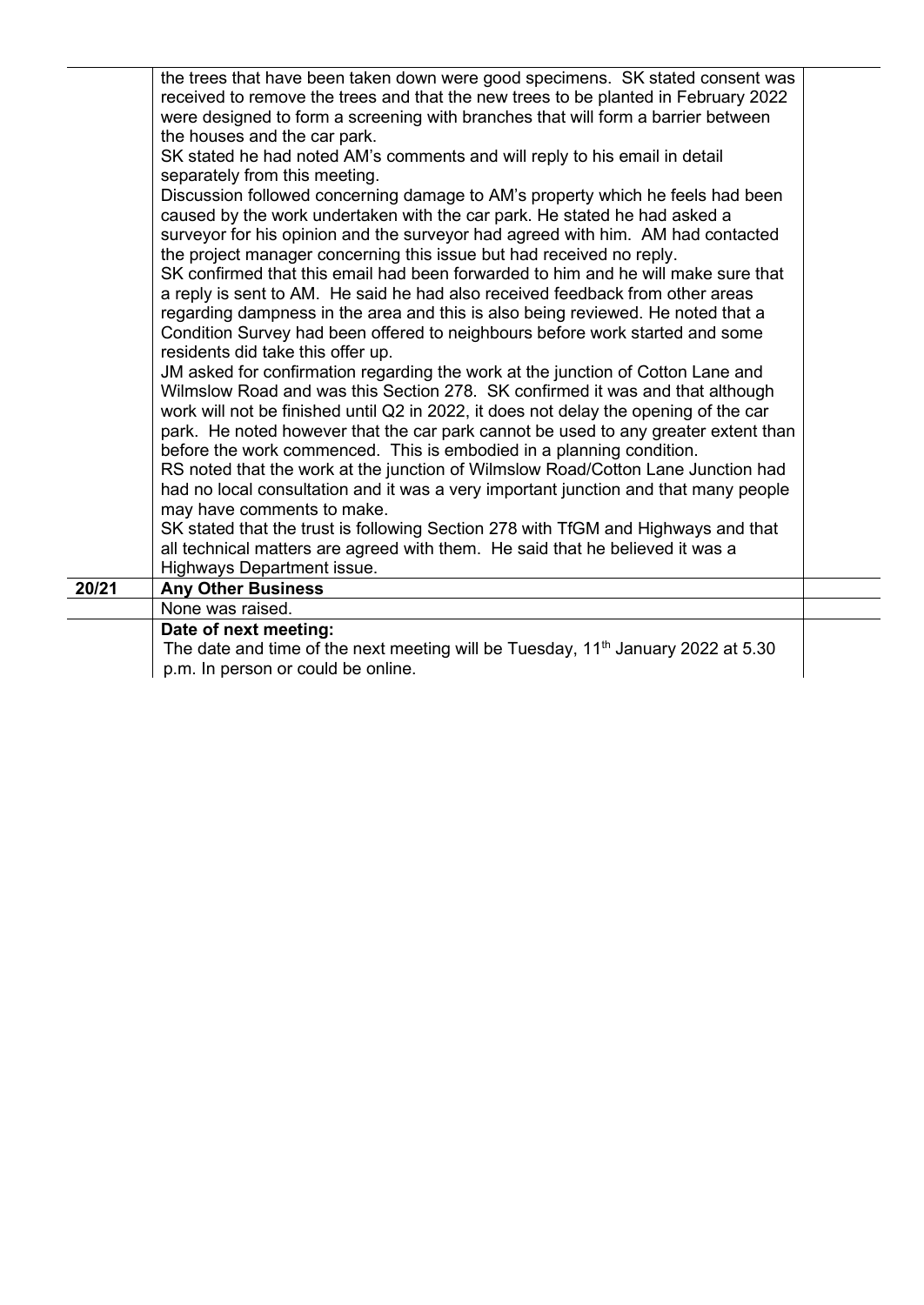| | | |
|---|---|---|
| | the trees that have been taken down were good specimens. SK stated consent was received to remove the trees and that the new trees to be planted in February 2022 were designed to form a screening with branches that will form a barrier between the houses and the car park.<br>SK stated he had noted AM's comments and will reply to his email in detail separately from this meeting.<br>Discussion followed concerning damage to AM's property which he feels had been caused by the work undertaken with the car park. He stated he had asked a surveyor for his opinion and the surveyor had agreed with him. AM had contacted the project manager concerning this issue but had received no reply.<br>SK confirmed that this email had been forwarded to him and he will make sure that a reply is sent to AM. He said he had also received feedback from other areas regarding dampness in the area and this is also being reviewed. He noted that a Condition Survey had been offered to neighbours before work started and some residents did take this offer up.<br>JM asked for confirmation regarding the work at the junction of Cotton Lane and Wilmslow Road and was this Section 278. SK confirmed it was and that although work will not be finished until Q2 in 2022, it does not delay the opening of the car park. He noted however that the car park cannot be used to any greater extent than before the work commenced. This is embodied in a planning condition.<br>RS noted that the work at the junction of Wilmslow Road/Cotton Lane Junction had had no local consultation and it was a very important junction and that many people may have comments to make.<br>SK stated that the trust is following Section 278 with TfGM and Highways and that all technical matters are agreed with them. He said that he believed it was a Highways Department issue. | |
| **20/21** | **Any Other Business** | |
| | None was raised. | |
| | **Date of next meeting:**<br>The date and time of the next meeting will be Tuesday, 11th January 2022 at 5.30 p.m. In person or could be online. | |